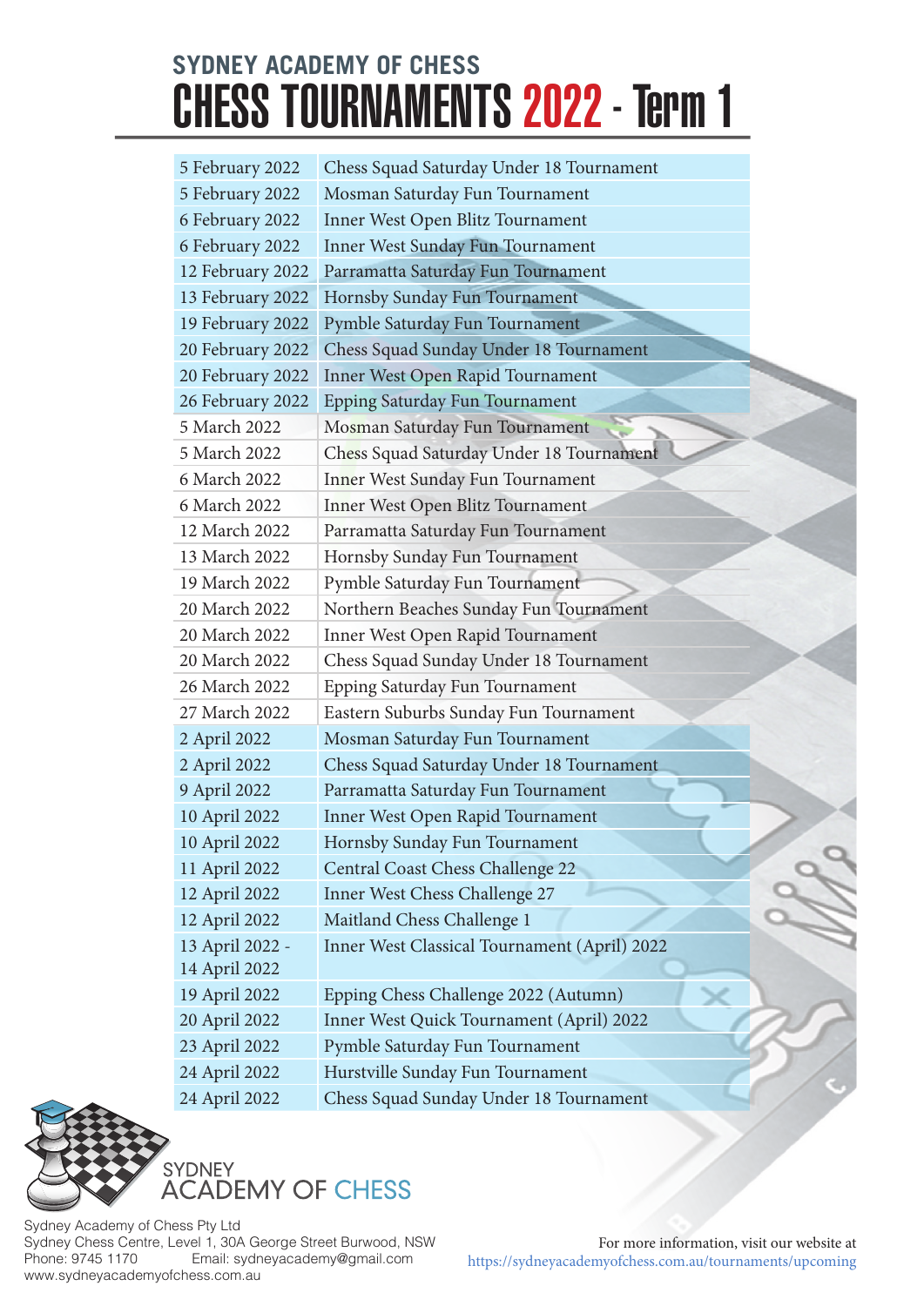## SYDNEY ACADEMY OF CHESS

# CHESS TOURNAMENTS 2022 - Term 1

| Date | Tournament |
|---|---|
| 5 February 2022 | Chess Squad Saturday Under 18 Tournament |
| 5 February 2022 | Mosman Saturday Fun Tournament |
| 6 February 2022 | Inner West Open Blitz Tournament |
| 6 February 2022 | Inner West Sunday Fun Tournament |
| 12 February 2022 | Parramatta Saturday Fun Tournament |
| 13 February 2022 | Hornsby Sunday Fun Tournament |
| 19 February 2022 | Pymble Saturday Fun Tournament |
| 20 February 2022 | Chess Squad Sunday Under 18 Tournament |
| 20 February 2022 | Inner West Open Rapid Tournament |
| 26 February 2022 | Epping Saturday Fun Tournament |
| 5 March 2022 | Mosman Saturday Fun Tournament |
| 5 March 2022 | Chess Squad Saturday Under 18 Tournament |
| 6 March 2022 | Inner West Sunday Fun Tournament |
| 6 March 2022 | Inner West Open Blitz Tournament |
| 12 March 2022 | Parramatta Saturday Fun Tournament |
| 13 March 2022 | Hornsby Sunday Fun Tournament |
| 19 March 2022 | Pymble Saturday Fun Tournament |
| 20 March 2022 | Northern Beaches Sunday Fun Tournament |
| 20 March 2022 | Inner West Open Rapid Tournament |
| 20 March 2022 | Chess Squad Sunday Under 18 Tournament |
| 26 March 2022 | Epping Saturday Fun Tournament |
| 27 March 2022 | Eastern Suburbs Sunday Fun Tournament |
| 2 April 2022 | Mosman Saturday Fun Tournament |
| 2 April 2022 | Chess Squad Saturday Under 18 Tournament |
| 9 April 2022 | Parramatta Saturday Fun Tournament |
| 10 April 2022 | Inner West Open Rapid Tournament |
| 10 April 2022 | Hornsby Sunday Fun Tournament |
| 11 April 2022 | Central Coast Chess Challenge 22 |
| 12 April 2022 | Inner West Chess Challenge 27 |
| 12 April 2022 | Maitland Chess Challenge 1 |
| 13 April 2022 - 14 April 2022 | Inner West Classical Tournament (April) 2022 |
| 19 April 2022 | Epping Chess Challenge 2022 (Autumn) |
| 20 April 2022 | Inner West Quick Tournament (April) 2022 |
| 23 April 2022 | Pymble Saturday Fun Tournament |
| 24 April 2022 | Hurstville Sunday Fun Tournament |
| 24 April 2022 | Chess Squad Sunday Under 18 Tournament |

SYDNEY ACADEMY OF CHESS

Sydney Academy of Chess Pty Ltd
Sydney Chess Centre, Level 1, 30A George Street Burwood, NSW
Phone: 9745 1170 Email: sydneyacademy@gmail.com
www.sydneyacademyofchess.com.au

For more information, visit our website at
https://sydneyacademyofchess.com.au/tournaments/upcoming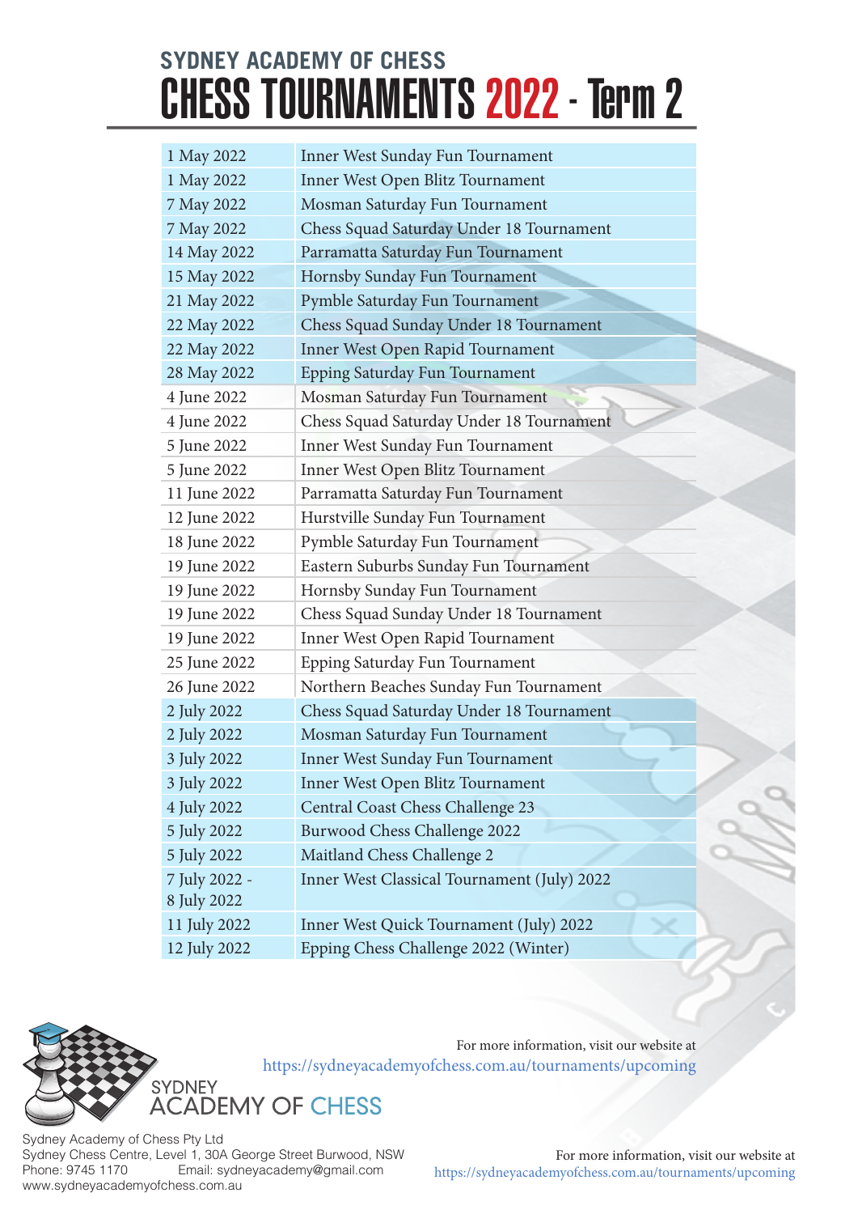## SYDNEY ACADEMY OF CHESS

# CHESS TOURNAMENTS 2022 - Term 2

| Date | Tournament |
| --- | --- |
| 1 May 2022 | Inner West Sunday Fun Tournament |
| 1 May 2022 | Inner West Open Blitz Tournament |
| 7 May 2022 | Mosman Saturday Fun Tournament |
| 7 May 2022 | Chess Squad Saturday Under 18 Tournament |
| 14 May 2022 | Parramatta Saturday Fun Tournament |
| 15 May 2022 | Hornsby Sunday Fun Tournament |
| 21 May 2022 | Pymble Saturday Fun Tournament |
| 22 May 2022 | Chess Squad Sunday Under 18 Tournament |
| 22 May 2022 | Inner West Open Rapid Tournament |
| 28 May 2022 | Epping Saturday Fun Tournament |
| 4 June 2022 | Mosman Saturday Fun Tournament |
| 4 June 2022 | Chess Squad Saturday Under 18 Tournament |
| 5 June 2022 | Inner West Sunday Fun Tournament |
| 5 June 2022 | Inner West Open Blitz Tournament |
| 11 June 2022 | Parramatta Saturday Fun Tournament |
| 12 June 2022 | Hurstville Sunday Fun Tournament |
| 18 June 2022 | Pymble Saturday Fun Tournament |
| 19 June 2022 | Eastern Suburbs Sunday Fun Tournament |
| 19 June 2022 | Hornsby Sunday Fun Tournament |
| 19 June 2022 | Chess Squad Sunday Under 18 Tournament |
| 19 June 2022 | Inner West Open Rapid Tournament |
| 25 June 2022 | Epping Saturday Fun Tournament |
| 26 June 2022 | Northern Beaches Sunday Fun Tournament |
| 2 July 2022 | Chess Squad Saturday Under 18 Tournament |
| 2 July 2022 | Mosman Saturday Fun Tournament |
| 3 July 2022 | Inner West Sunday Fun Tournament |
| 3 July 2022 | Inner West Open Blitz Tournament |
| 4 July 2022 | Central Coast Chess Challenge 23 |
| 5 July 2022 | Burwood Chess Challenge 2022 |
| 5 July 2022 | Maitland Chess Challenge 2 |
| 7 July 2022 - 8 July 2022 | Inner West Classical Tournament (July) 2022 |
| 11 July 2022 | Inner West Quick Tournament (July) 2022 |
| 12 July 2022 | Epping Chess Challenge 2022 (Winter) |

For more information, visit our website at
https://sydneyacademyofchess.com.au/tournaments/upcoming

SYDNEY ACADEMY OF CHESS

Sydney Academy of Chess Pty Ltd
Sydney Chess Centre, Level 1, 30A George Street Burwood, NSW
Phone: 9745 1170 Email: sydneyacademy@gmail.com
www.sydneyacademyofchess.com.au

For more information, visit our website at
https://sydneyacademyofchess.com.au/tournaments/upcoming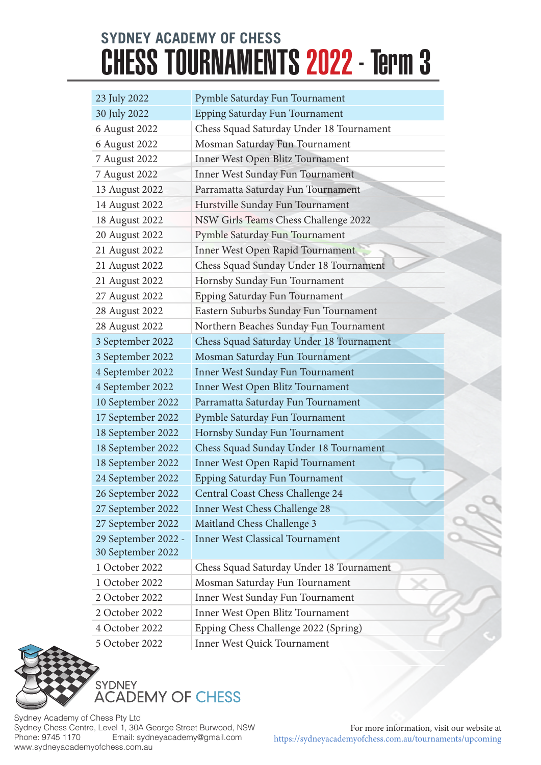## SYDNEY ACADEMY OF CHESS

# CHESS TOURNAMENTS 2022 - Term 3

| Date | Tournament |
| --- | --- |
| 23 July 2022 | Pymble Saturday Fun Tournament |
| 30 July 2022 | Epping Saturday Fun Tournament |
| 6 August 2022 | Chess Squad Saturday Under 18 Tournament |
| 6 August 2022 | Mosman Saturday Fun Tournament |
| 7 August 2022 | Inner West Open Blitz Tournament |
| 7 August 2022 | Inner West Sunday Fun Tournament |
| 13 August 2022 | Parramatta Saturday Fun Tournament |
| 14 August 2022 | Hurstville Sunday Fun Tournament |
| 18 August 2022 | NSW Girls Teams Chess Challenge 2022 |
| 20 August 2022 | Pymble Saturday Fun Tournament |
| 21 August 2022 | Inner West Open Rapid Tournament |
| 21 August 2022 | Chess Squad Sunday Under 18 Tournament |
| 21 August 2022 | Hornsby Sunday Fun Tournament |
| 27 August 2022 | Epping Saturday Fun Tournament |
| 28 August 2022 | Eastern Suburbs Sunday Fun Tournament |
| 28 August 2022 | Northern Beaches Sunday Fun Tournament |
| 3 September 2022 | Chess Squad Saturday Under 18 Tournament |
| 3 September 2022 | Mosman Saturday Fun Tournament |
| 4 September 2022 | Inner West Sunday Fun Tournament |
| 4 September 2022 | Inner West Open Blitz Tournament |
| 10 September 2022 | Parramatta Saturday Fun Tournament |
| 17 September 2022 | Pymble Saturday Fun Tournament |
| 18 September 2022 | Hornsby Sunday Fun Tournament |
| 18 September 2022 | Chess Squad Sunday Under 18 Tournament |
| 18 September 2022 | Inner West Open Rapid Tournament |
| 24 September 2022 | Epping Saturday Fun Tournament |
| 26 September 2022 | Central Coast Chess Challenge 24 |
| 27 September 2022 | Inner West Chess Challenge 28 |
| 27 September 2022 | Maitland Chess Challenge 3 |
| 29 September 2022 - 30 September 2022 | Inner West Classical Tournament |
| 1 October 2022 | Chess Squad Saturday Under 18 Tournament |
| 1 October 2022 | Mosman Saturday Fun Tournament |
| 2 October 2022 | Inner West Sunday Fun Tournament |
| 2 October 2022 | Inner West Open Blitz Tournament |
| 4 October 2022 | Epping Chess Challenge 2022 (Spring) |
| 5 October 2022 | Inner West Quick Tournament |

SYDNEY ACADEMY OF CHESS

Sydney Academy of Chess Pty Ltd
Sydney Chess Centre, Level 1, 30A George Street Burwood, NSW
Phone: 9745 1170 Email: sydneyacademy@gmail.com
www.sydneyacademyofchess.com.au

For more information, visit our website at
https://sydneyacademyofchess.com.au/tournaments/upcoming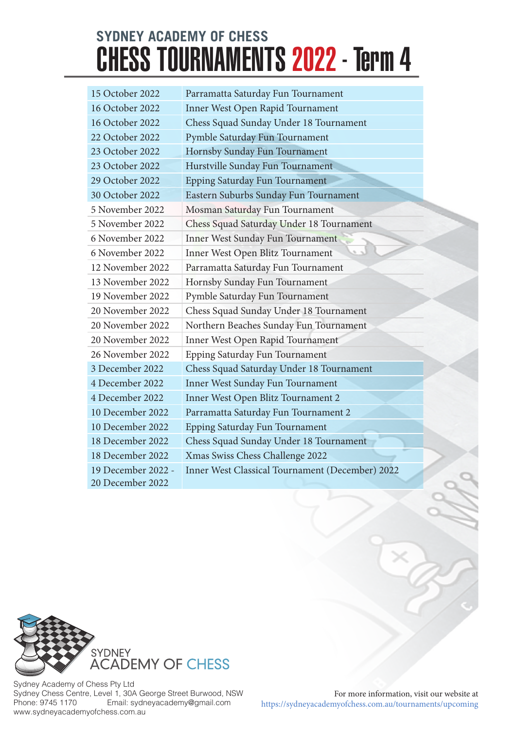## SYDNEY ACADEMY OF CHESS

# CHESS TOURNAMENTS 2022 - Term 4

| | |
|---|---|
| 15 October 2022 | Parramatta Saturday Fun Tournament |
| 16 October 2022 | Inner West Open Rapid Tournament |
| 16 October 2022 | Chess Squad Sunday Under 18 Tournament |
| 22 October 2022 | Pymble Saturday Fun Tournament |
| 23 October 2022 | Hornsby Sunday Fun Tournament |
| 23 October 2022 | Hurstville Sunday Fun Tournament |
| 29 October 2022 | Epping Saturday Fun Tournament |
| 30 October 2022 | Eastern Suburbs Sunday Fun Tournament |
| 5 November 2022 | Mosman Saturday Fun Tournament |
| 5 November 2022 | Chess Squad Saturday Under 18 Tournament |
| 6 November 2022 | Inner West Sunday Fun Tournament |
| 6 November 2022 | Inner West Open Blitz Tournament |
| 12 November 2022 | Parramatta Saturday Fun Tournament |
| 13 November 2022 | Hornsby Sunday Fun Tournament |
| 19 November 2022 | Pymble Saturday Fun Tournament |
| 20 November 2022 | Chess Squad Sunday Under 18 Tournament |
| 20 November 2022 | Northern Beaches Sunday Fun Tournament |
| 20 November 2022 | Inner West Open Rapid Tournament |
| 26 November 2022 | Epping Saturday Fun Tournament |
| 3 December 2022 | Chess Squad Saturday Under 18 Tournament |
| 4 December 2022 | Inner West Sunday Fun Tournament |
| 4 December 2022 | Inner West Open Blitz Tournament 2 |
| 10 December 2022 | Parramatta Saturday Fun Tournament 2 |
| 10 December 2022 | Epping Saturday Fun Tournament |
| 18 December 2022 | Chess Squad Sunday Under 18 Tournament |
| 18 December 2022 | Xmas Swiss Chess Challenge 2022 |
| 19 December 2022 - 20 December 2022 | Inner West Classical Tournament (December) 2022 |

SYDNEY ACADEMY OF CHESS

Sydney Academy of Chess Pty Ltd
Sydney Chess Centre, Level 1, 30A George Street Burwood, NSW
Phone: 9745 1170 Email: sydneyacademy@gmail.com
www.sydneyacademyofchess.com.au

For more information, visit our website at
https://sydneyacademyofchess.com.au/tournaments/upcoming